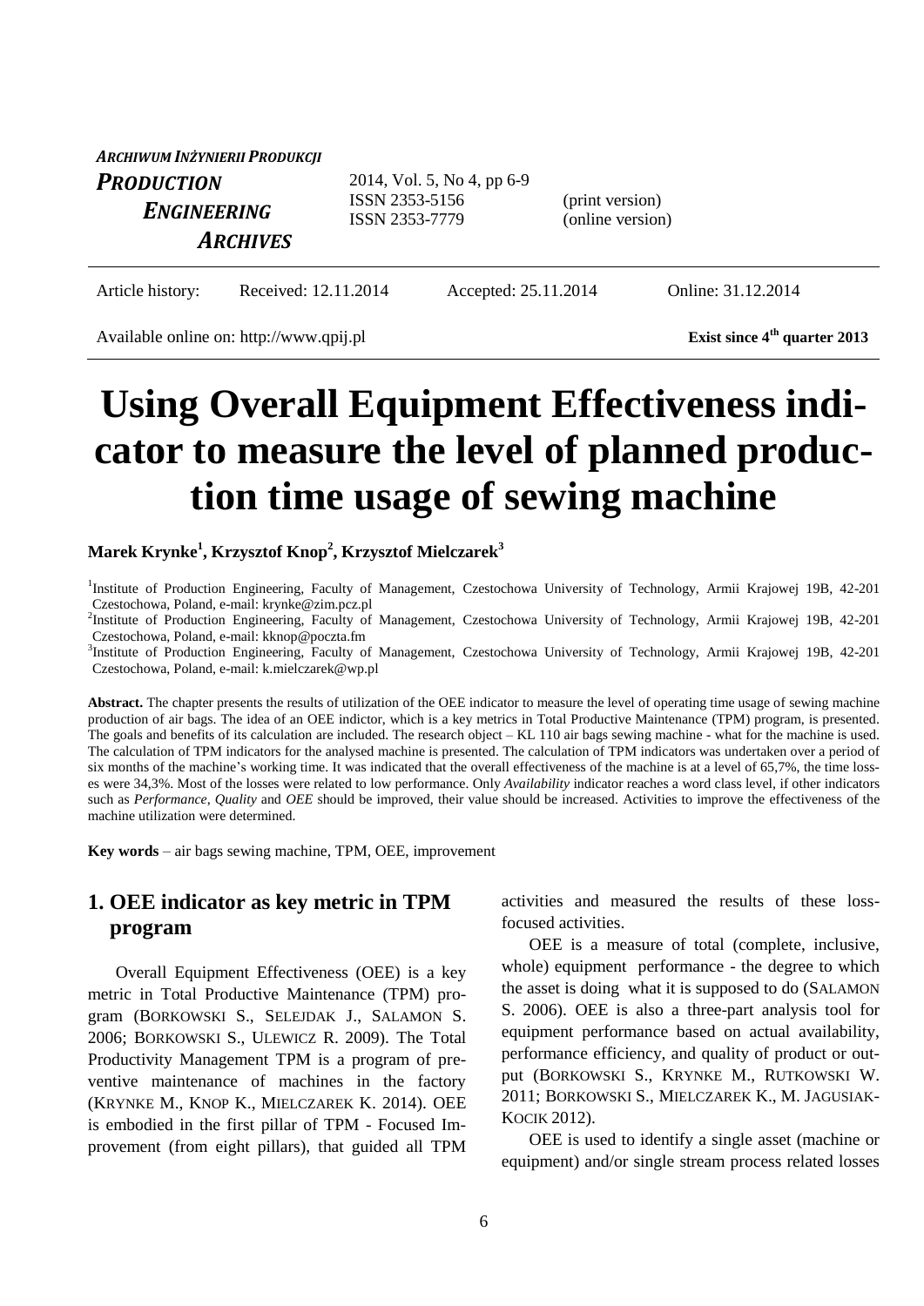*ARCHIWUM INŻYNIERII PRODUKCJI*

***PRODUCTION ENGINEERING ARCHIVES***

2014, Vol. 5, No 4, pp 6-9
ISSN 2353-5156 (print version)
ISSN 2353-7779 (online version)

Article history: Received: 12.11.2014 Accepted: 25.11.2014 Online: 31.12.2014

Available online on: http://www.qpij.pl **Exist since 4th quarter 2013**

# Using Overall Equipment Effectiveness indicator to measure the level of planned production time usage of sewing machine

**Marek Krynke[1], Krzysztof Knop[2], Krzysztof Mielczarek[3]**

[1]Institute of Production Engineering, Faculty of Management, Czestochowa University of Technology, Armii Krajowej 19B, 42-201 Czestochowa, Poland, e-mail: krynke@zim.pcz.pl
[2]Institute of Production Engineering, Faculty of Management, Czestochowa University of Technology, Armii Krajowej 19B, 42-201 Czestochowa, Poland, e-mail: kknop@poczta.fm
[3]Institute of Production Engineering, Faculty of Management, Czestochowa University of Technology, Armii Krajowej 19B, 42-201 Czestochowa, Poland, e-mail: k.mielczarek@wp.pl

**Abstract.** The chapter presents the results of utilization of the OEE indicator to measure the level of operating time usage of sewing machine production of air bags. The idea of an OEE indictor, which is a key metrics in Total Productive Maintenance (TPM) program, is presented. The goals and benefits of its calculation are included. The research object – KL 110 air bags sewing machine - what for the machine is used. The calculation of TPM indicators for the analysed machine is presented. The calculation of TPM indicators was undertaken over a period of six months of the machine's working time. It was indicated that the overall effectiveness of the machine is at a level of 65,7%, the time losses were 34,3%. Most of the losses were related to low performance. Only *Availability* indicator reaches a word class level, if other indicators such as *Performance*, *Quality* and *OEE* should be improved, their value should be increased. Activities to improve the effectiveness of the machine utilization were determined.

**Key words** – air bags sewing machine, TPM, OEE, improvement

## 1. OEE indicator as key metric in TPM program

Overall Equipment Effectiveness (OEE) is a key metric in Total Productive Maintenance (TPM) program (BORKOWSKI S., SELEJDAK J., SALAMON S. 2006; BORKOWSKI S., ULEWICZ R. 2009). The Total Productivity Management TPM is a program of preventive maintenance of machines in the factory (KRYNKE M., KNOP K., MIELCZAREK K. 2014). OEE is embodied in the first pillar of TPM - Focused Improvement (from eight pillars), that guided all TPM activities and measured the results of these loss-focused activities.

OEE is a measure of total (complete, inclusive, whole) equipment performance - the degree to which the asset is doing what it is supposed to do (SALAMON S. 2006). OEE is also a three-part analysis tool for equipment performance based on actual availability, performance efficiency, and quality of product or output (BORKOWSKI S., KRYNKE M., RUTKOWSKI W. 2011; BORKOWSKI S., MIELCZAREK K., M. JAGUSIAK-KOCIK 2012).

OEE is used to identify a single asset (machine or equipment) and/or single stream process related losses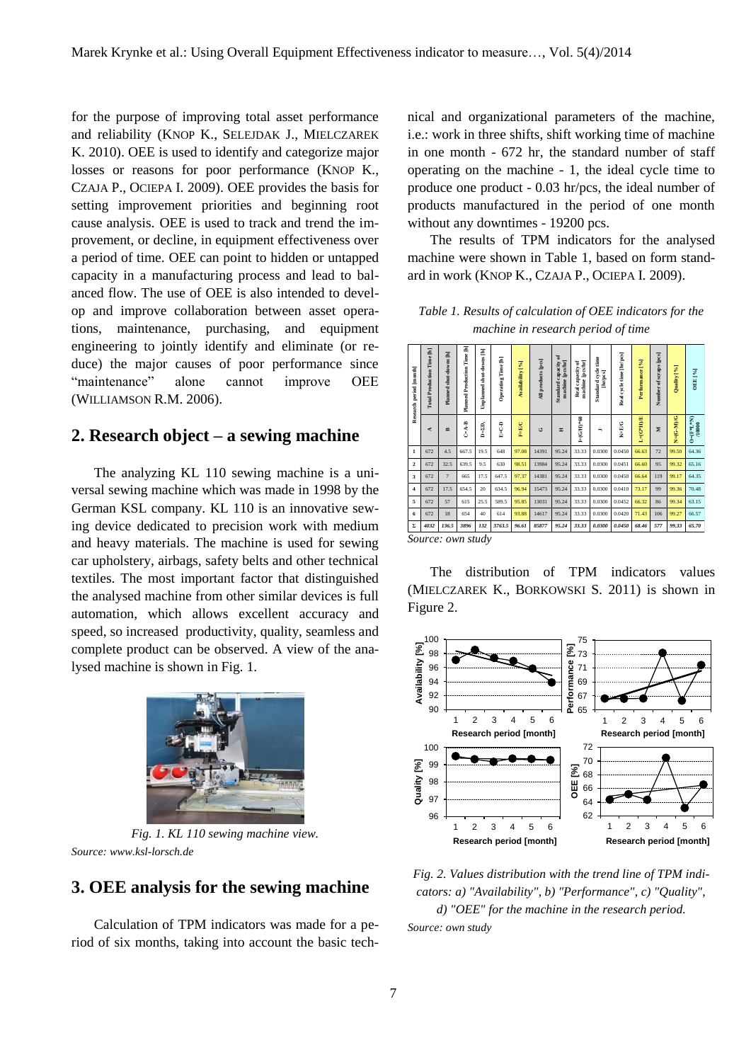for the purpose of improving total asset performance and reliability (KNOP K., SELEJDAK J., MIELCZAREK K. 2010). OEE is used to identify and categorize major losses or reasons for poor performance (KNOP K., CZAJA P., OCIEPA I. 2009). OEE provides the basis for setting improvement priorities and beginning root cause analysis. OEE is used to track and trend the improvement, or decline, in equipment effectiveness over a period of time. OEE can point to hidden or untapped capacity in a manufacturing process and lead to balanced flow. The use of OEE is also intended to develop and improve collaboration between asset operations, maintenance, purchasing, and equipment engineering to jointly identify and eliminate (or reduce) the major causes of poor performance since "maintenance" alone cannot improve OEE (WILLIAMSON R.M. 2006).

## 2. Research object – a sewing machine

The analyzing KL 110 sewing machine is a universal sewing machine which was made in 1998 by the German KSL company. KL 110 is an innovative sewing device dedicated to precision work with medium and heavy materials. The machine is used for sewing car upholstery, airbags, safety belts and other technical textiles. The most important factor that distinguished the analysed machine from other similar devices is full automation, which allows excellent accuracy and speed, so increased productivity, quality, seamless and complete product can be observed. A view of the analysed machine is shown in Fig. 1.

*Fig. 1. KL 110 sewing machine view.*

*Source: www.ksl-lorsch.de*

## 3. OEE analysis for the sewing machine

Calculation of TPM indicators was made for a period of six months, taking into account the basic technical and organizational parameters of the machine, i.e.: work in three shifts, shift working time of machine in one month - 672 hr, the standard number of staff operating on the machine - 1, the ideal cycle time to produce one product - 0.03 hr/pcs, the ideal number of products manufactured in the period of one month without any downtimes - 19200 pcs.

The results of TPM indicators for the analysed machine were shown in Table 1, based on form standard in work (KNOP K., CZAJA P., OCIEPA I. 2009).

*Table 1. Results of calculation of OEE indicators for the machine in research period of time*

| Research period [month] | Total Production Time [h] | Planned shut-downs [h] | Planned Production Time [h] | Unplanned shut-downs [h] | Operating Time [h] | Availability [%] | All products [pcs] | Standard capacity of machine [pcs/hr] | Real capacity of machine [pcs/hr] | Standard cycle time [hr/pcs] | Real cycle time [hr/pcs] | Performance [%] | Number of scraps [pcs] | Quality [%] | OEE [%] |
|---|---|---|---|---|---|---|---|---|---|---|---|---|---|---|---|
| | A | B | C=A-B | D=ΣD$_i$ | E=C-D | F=E/C | G | H | I=(G/H)*60 | J | K=E/G | L=(J*H)/E | M | N=(G-M)/G | O=(F*L*N)/10000 |
| 1 | 672 | 4.5 | 667.5 | 19.5 | 648 | 97.08 | 14391 | 95.24 | 33.33 | 0.0300 | 0.0450 | 66.63 | 72 | 99.50 | 64.36 |
| 2 | 672 | 32.5 | 639.5 | 9.5 | 630 | 98.51 | 13984 | 95.24 | 33.33 | 0.0300 | 0.0451 | 66.60 | 95 | 99.32 | 65.16 |
| 3 | 672 | 7 | 665 | 17.5 | 647.5 | 97.37 | 14381 | 95.24 | 33.33 | 0.0300 | 0.0450 | 66.64 | 119 | 99.17 | 64.35 |
| 4 | 672 | 17.5 | 654.5 | 20 | 634.5 | 96.94 | 15473 | 95.24 | 33.33 | 0.0300 | 0.0410 | 73.17 | 99 | 99.36 | 70.48 |
| 5 | 672 | 57 | 615 | 25.5 | 589.5 | 95.85 | 13031 | 95.24 | 33.33 | 0.0300 | 0.0452 | 66.32 | 86 | 99.34 | 63.15 |
| 6 | 672 | 18 | 654 | 40 | 614 | 93.88 | 14617 | 95.24 | 33.33 | 0.0300 | 0.0420 | 71.43 | 106 | 99.27 | 66.57 |
| Σ | *4032* | *136.5* | *3896* | *132* | *3763.5* | *96.61* | *85877* | *95.24* | *33.33* | *0.0300* | *0.0450* | *68.46* | *577* | *99.33* | *65.70* |

*Source: own study*

The distribution of TPM indicators values (MIELCZAREK K., BORKOWSKI S. 2011) is shown in Figure 2.

*Fig. 2. Values distribution with the trend line of TPM indicators: a) "Availability", b) "Performance", c) "Quality", d) "OEE" for the machine in the research period.*

*Source: own study*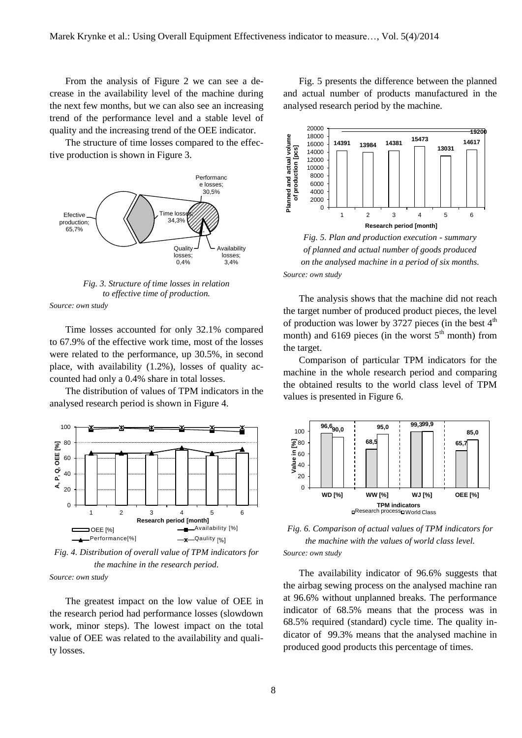From the analysis of Figure 2 we can see a decrease in the availability level of the machine during the next few months, but we can also see an increasing trend of the performance level and a stable level of quality and the increasing trend of the OEE indicator.

The structure of time losses compared to the effective production is shown in Figure 3.

*Fig. 3. Structure of time losses in relation to effective time of production.*

*Source: own study*

Time losses accounted for only 32.1% compared to 67.9% of the effective work time, most of the losses were related to the performance, up 30.5%, in second place, with availability (1.2%), losses of quality accounted had only a 0.4% share in total losses.

The distribution of values of TPM indicators in the analysed research period is shown in Figure 4.

*Fig. 4. Distribution of overall value of TPM indicators for the machine in the research period.*

*Source: own study*

The greatest impact on the low value of OEE in the research period had performance losses (slowdown work, minor steps). The lowest impact on the total value of OEE was related to the availability and quality losses.

Fig. 5 presents the difference between the planned and actual number of products manufactured in the analysed research period by the machine.

*Fig. 5. Plan and production execution - summary of planned and actual number of goods produced on the analysed machine in a period of six months.*

*Source: own study*

The analysis shows that the machine did not reach the target number of produced product pieces, the level of production was lower by 3727 pieces (in the best 4th month) and 6169 pieces (in the worst 5th month) from the target.

Comparison of particular TPM indicators for the machine in the whole research period and comparing the obtained results to the world class level of TPM values is presented in Figure 6.

*Fig. 6. Comparison of actual values of TPM indicators for the machine with the values of world class level.*

*Source: own study*

The availability indicator of 96.6% suggests that the airbag sewing process on the analysed machine ran at 96.6% without unplanned breaks. The performance indicator of 68.5% means that the process was in 68.5% required (standard) cycle time. The quality indicator of 99.3% means that the analysed machine in produced good products this percentage of times.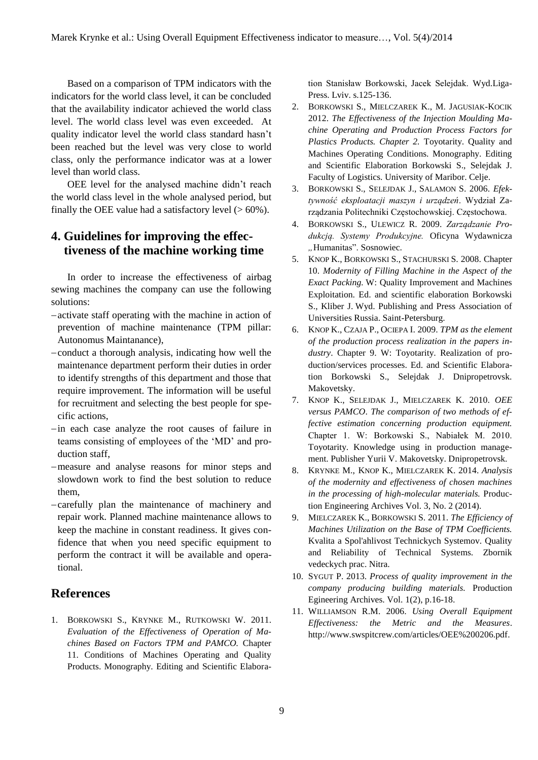Based on a comparison of TPM indicators with the indicators for the world class level, it can be concluded that the availability indicator achieved the world class level. The world class level was even exceeded. At quality indicator level the world class standard hasn't been reached but the level was very close to world class, only the performance indicator was at a lower level than world class.

OEE level for the analysed machine didn't reach the world class level in the whole analysed period, but finally the OEE value had a satisfactory level (> 60%).

## 4. Guidelines for improving the effectiveness of the machine working time

In order to increase the effectiveness of airbag sewing machines the company can use the following solutions:

- activate staff operating with the machine in action of prevention of machine maintenance (TPM pillar: Autonomus Maintanance),
- conduct a thorough analysis, indicating how well the maintenance department perform their duties in order to identify strengths of this department and those that require improvement. The information will be useful for recruitment and selecting the best people for specific actions,
- in each case analyze the root causes of failure in teams consisting of employees of the 'MD' and production staff,
- measure and analyse reasons for minor steps and slowdown work to find the best solution to reduce them,
- carefully plan the maintenance of machinery and repair work. Planned machine maintenance allows to keep the machine in constant readiness. It gives confidence that when you need specific equipment to perform the contract it will be available and operational.

## References

1. BORKOWSKI S., KRYNKE M., RUTKOWSKI W. 2011. *Evaluation of the Effectiveness of Operation of Machines Based on Factors TPM and PAMCO.* Chapter 11. Conditions of Machines Operating and Quality Products. Monography. Editing and Scientific Elaboration Stanisław Borkowski, Jacek Selejdak. Wyd.Liga-Press. Lviv. s.125-136.
2. BORKOWSKI S., MIELCZAREK K., M. JAGUSIAK-KOCIK 2012. *The Effectiveness of the Injection Moulding Machine Operating and Production Process Factors for Plastics Products. Chapter 2.* Toyotarity. Quality and Machines Operating Conditions. Monography. Editing and Scientific Elaboration Borkowski S., Selejdak J. Faculty of Logistics. University of Maribor. Celje.
3. BORKOWSKI S., SELEJDAK J., SALAMON S. 2006. *Efektywność eksploatacji maszyn i urządzeń*. Wydział Zarządzania Politechniki Częstochowskiej. Częstochowa.
4. BORKOWSKI S., ULEWICZ R. 2009. *Zarządzanie Produkcją. Systemy Produkcyjne.* Oficyna Wydawnicza „Humanitas". Sosnowiec.
5. KNOP K., BORKOWSKI S., STACHURSKI S. 2008. Chapter 10. *Modernity of Filling Machine in the Aspect of the Exact Packing.* W: Quality Improvement and Machines Exploitation. Ed. and scientific elaboration Borkowski S., Kliber J. Wyd. Publishing and Press Association of Universities Russia. Saint-Petersburg.
6. KNOP K., CZAJA P., OCIEPA I. 2009. *TPM as the element of the production process realization in the papers industry*. Chapter 9. W: Toyotarity. Realization of production/services processes. Ed. and Scientific Elaboration Borkowski S., Selejdak J. Dnipropetrovsk. Makovetsky.
7. KNOP K., SELEJDAK J., MIELCZAREK K. 2010. *OEE versus PAMCO. The comparison of two methods of effective estimation concerning production equipment.* Chapter 1. W: Borkowski S., Nabiałek M. 2010. Toyotarity. Knowledge using in production management. Publisher Yurii V. Makovetsky. Dnipropetrovsk.
8. KRYNKE M., KNOP K., MIELCZAREK K. 2014. *Analysis of the modernity and effectiveness of chosen machines in the processing of high-molecular materials.* Production Engineering Archives Vol. 3, No. 2 (2014).
9. MIELCZAREK K., BORKOWSKI S. 2011. *The Efficiency of Machines Utilization on the Base of TPM Coefficients.* Kvalita a Spol'ahlivost Technickych Systemov. Quality and Reliability of Technical Systems. Zbornik vedeckych prac. Nitra.
10. SYGUT P. 2013. *Process of quality improvement in the company producing building materials.* Production Egineering Archives. Vol. 1(2), p.16-18.
11. WILLIAMSON R.M. 2006. *Using Overall Equipment Effectiveness: the Metric and the Measures*. http://www.swspitcrew.com/articles/OEE%200206.pdf.